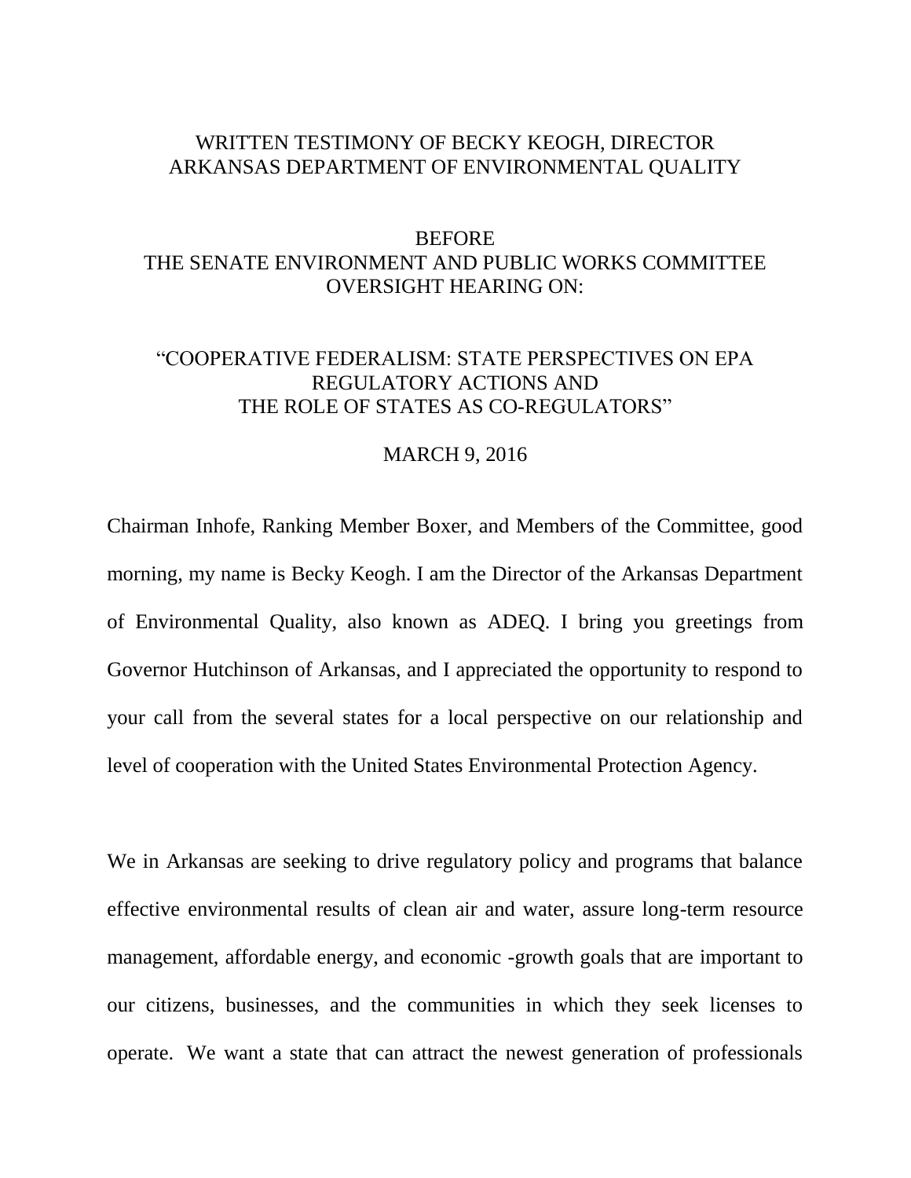# WRITTEN TESTIMONY OF BECKY KEOGH, DIRECTOR
# ARKANSAS DEPARTMENT OF ENVIRONMENTAL QUALITY

## BEFORE
## THE SENATE ENVIRONMENT AND PUBLIC WORKS COMMITTEE
## OVERSIGHT HEARING ON:

## "COOPERATIVE FEDERALISM: STATE PERSPECTIVES ON EPA REGULATORY ACTIONS AND THE ROLE OF STATES AS CO-REGULATORS"

MARCH 9, 2016

Chairman Inhofe, Ranking Member Boxer, and Members of the Committee, good morning, my name is Becky Keogh. I am the Director of the Arkansas Department of Environmental Quality, also known as ADEQ. I bring you greetings from Governor Hutchinson of Arkansas, and I appreciated the opportunity to respond to your call from the several states for a local perspective on our relationship and level of cooperation with the United States Environmental Protection Agency.

We in Arkansas are seeking to drive regulatory policy and programs that balance effective environmental results of clean air and water, assure long-term resource management, affordable energy, and economic -growth goals that are important to our citizens, businesses, and the communities in which they seek licenses to operate. We want a state that can attract the newest generation of professionals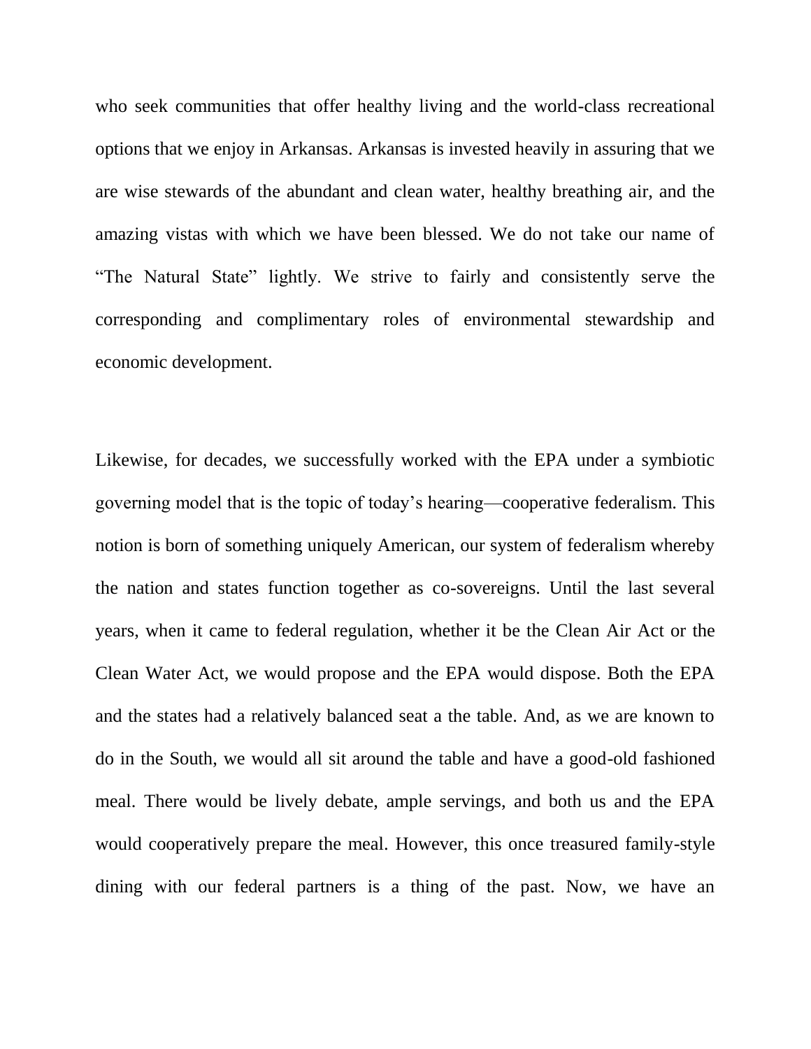who seek communities that offer healthy living and the world-class recreational options that we enjoy in Arkansas. Arkansas is invested heavily in assuring that we are wise stewards of the abundant and clean water, healthy breathing air, and the amazing vistas with which we have been blessed. We do not take our name of "The Natural State" lightly. We strive to fairly and consistently serve the corresponding and complimentary roles of environmental stewardship and economic development.

Likewise, for decades, we successfully worked with the EPA under a symbiotic governing model that is the topic of today's hearing—cooperative federalism. This notion is born of something uniquely American, our system of federalism whereby the nation and states function together as co-sovereigns. Until the last several years, when it came to federal regulation, whether it be the Clean Air Act or the Clean Water Act, we would propose and the EPA would dispose. Both the EPA and the states had a relatively balanced seat a the table. And, as we are known to do in the South, we would all sit around the table and have a good-old fashioned meal. There would be lively debate, ample servings, and both us and the EPA would cooperatively prepare the meal. However, this once treasured family-style dining with our federal partners is a thing of the past. Now, we have an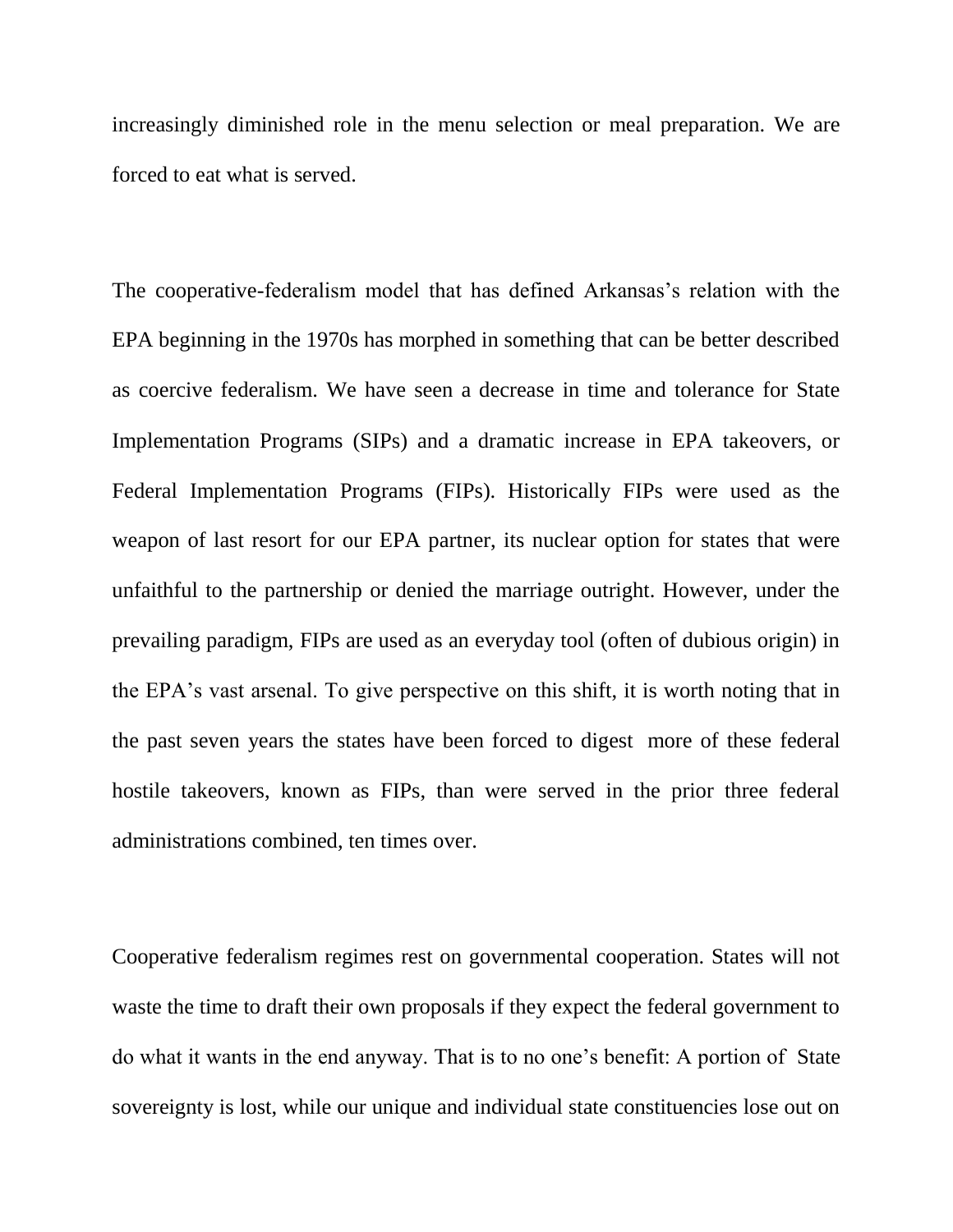increasingly diminished role in the menu selection or meal preparation. We are forced to eat what is served.

The cooperative-federalism model that has defined Arkansas's relation with the EPA beginning in the 1970s has morphed in something that can be better described as coercive federalism. We have seen a decrease in time and tolerance for State Implementation Programs (SIPs) and a dramatic increase in EPA takeovers, or Federal Implementation Programs (FIPs). Historically FIPs were used as the weapon of last resort for our EPA partner, its nuclear option for states that were unfaithful to the partnership or denied the marriage outright. However, under the prevailing paradigm, FIPs are used as an everyday tool (often of dubious origin) in the EPA's vast arsenal. To give perspective on this shift, it is worth noting that in the past seven years the states have been forced to digest more of these federal hostile takeovers, known as FIPs, than were served in the prior three federal administrations combined, ten times over.

Cooperative federalism regimes rest on governmental cooperation. States will not waste the time to draft their own proposals if they expect the federal government to do what it wants in the end anyway. That is to no one's benefit: A portion of State sovereignty is lost, while our unique and individual state constituencies lose out on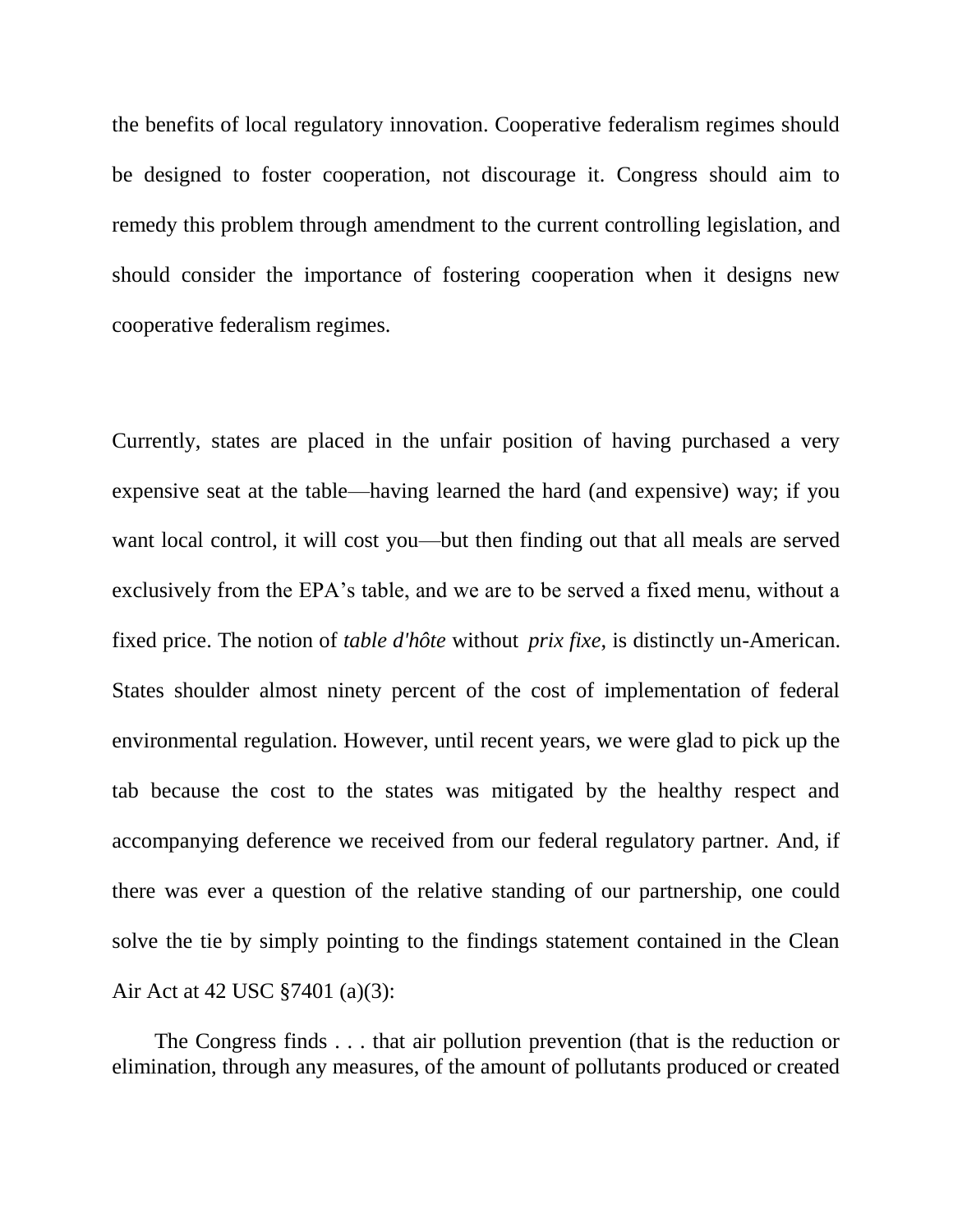the benefits of local regulatory innovation. Cooperative federalism regimes should be designed to foster cooperation, not discourage it. Congress should aim to remedy this problem through amendment to the current controlling legislation, and should consider the importance of fostering cooperation when it designs new cooperative federalism regimes.

Currently, states are placed in the unfair position of having purchased a very expensive seat at the table—having learned the hard (and expensive) way; if you want local control, it will cost you—but then finding out that all meals are served exclusively from the EPA's table, and we are to be served a fixed menu, without a fixed price. The notion of *table d'hôte* without *prix fixe*, is distinctly un-American. States shoulder almost ninety percent of the cost of implementation of federal environmental regulation. However, until recent years, we were glad to pick up the tab because the cost to the states was mitigated by the healthy respect and accompanying deference we received from our federal regulatory partner. And, if there was ever a question of the relative standing of our partnership, one could solve the tie by simply pointing to the findings statement contained in the Clean Air Act at 42 USC §7401 (a)(3):

> The Congress finds . . . that air pollution prevention (that is the reduction or elimination, through any measures, of the amount of pollutants produced or created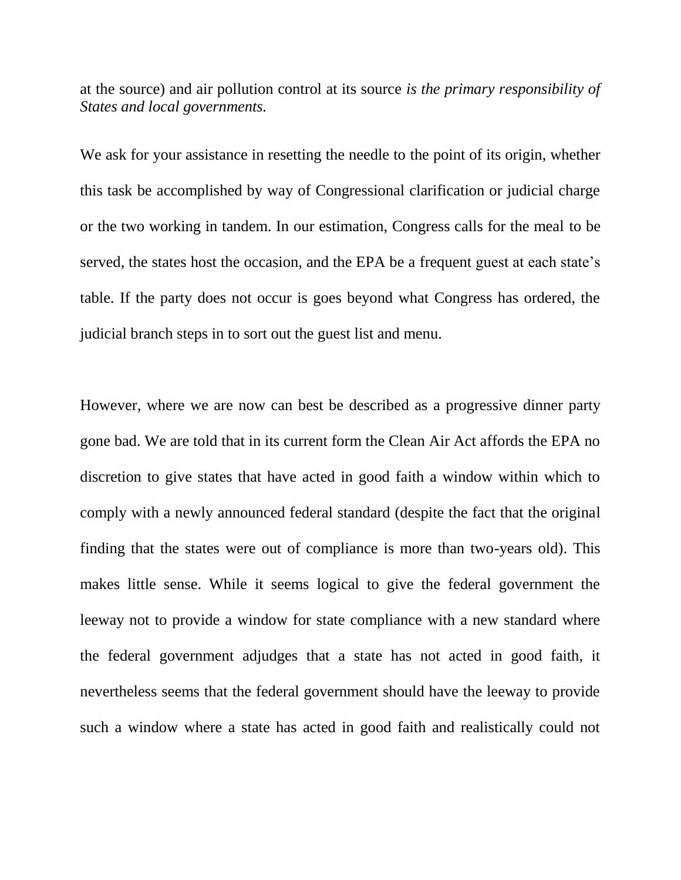at the source) and air pollution control at its source *is the primary responsibility of States and local governments.*

We ask for your assistance in resetting the needle to the point of its origin, whether this task be accomplished by way of Congressional clarification or judicial charge or the two working in tandem. In our estimation, Congress calls for the meal to be served, the states host the occasion, and the EPA be a frequent guest at each state's table. If the party does not occur is goes beyond what Congress has ordered, the judicial branch steps in to sort out the guest list and menu.

However, where we are now can best be described as a progressive dinner party gone bad. We are told that in its current form the Clean Air Act affords the EPA no discretion to give states that have acted in good faith a window within which to comply with a newly announced federal standard (despite the fact that the original finding that the states were out of compliance is more than two-years old). This makes little sense. While it seems logical to give the federal government the leeway not to provide a window for state compliance with a new standard where the federal government adjudges that a state has not acted in good faith, it nevertheless seems that the federal government should have the leeway to provide such a window where a state has acted in good faith and realistically could not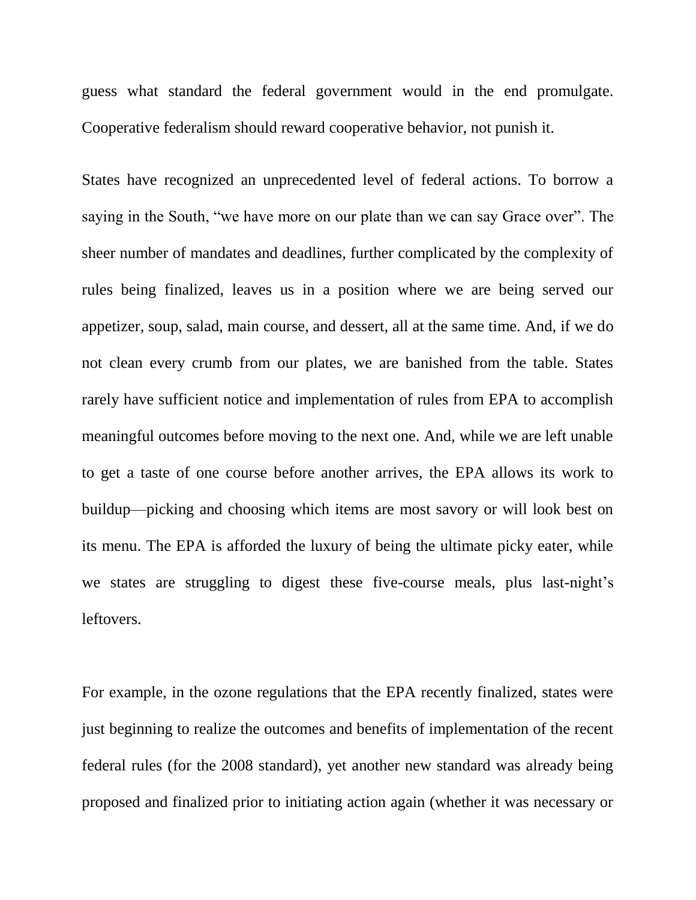guess what standard the federal government would in the end promulgate. Cooperative federalism should reward cooperative behavior, not punish it.

States have recognized an unprecedented level of federal actions. To borrow a saying in the South, "we have more on our plate than we can say Grace over". The sheer number of mandates and deadlines, further complicated by the complexity of rules being finalized, leaves us in a position where we are being served our appetizer, soup, salad, main course, and dessert, all at the same time. And, if we do not clean every crumb from our plates, we are banished from the table. States rarely have sufficient notice and implementation of rules from EPA to accomplish meaningful outcomes before moving to the next one. And, while we are left unable to get a taste of one course before another arrives, the EPA allows its work to buildup—picking and choosing which items are most savory or will look best on its menu. The EPA is afforded the luxury of being the ultimate picky eater, while we states are struggling to digest these five-course meals, plus last-night's leftovers.

For example, in the ozone regulations that the EPA recently finalized, states were just beginning to realize the outcomes and benefits of implementation of the recent federal rules (for the 2008 standard), yet another new standard was already being proposed and finalized prior to initiating action again (whether it was necessary or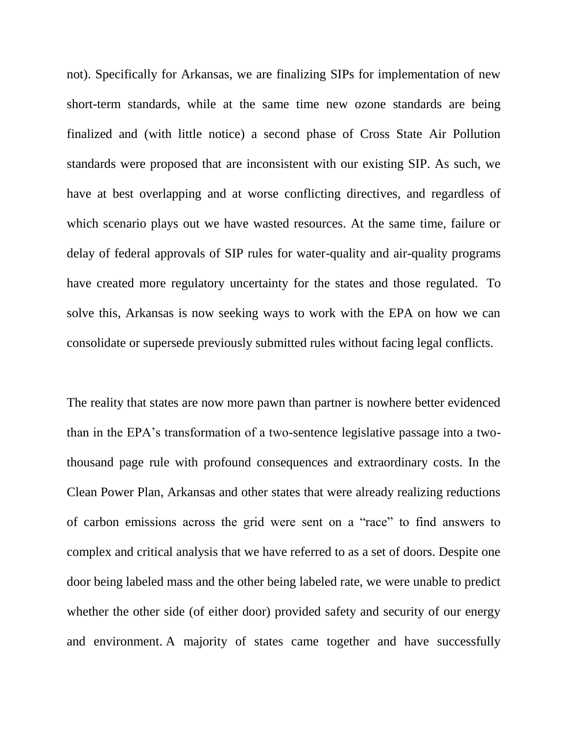not). Specifically for Arkansas, we are finalizing SIPs for implementation of new short-term standards, while at the same time new ozone standards are being finalized and (with little notice) a second phase of Cross State Air Pollution standards were proposed that are inconsistent with our existing SIP. As such, we have at best overlapping and at worse conflicting directives, and regardless of which scenario plays out we have wasted resources. At the same time, failure or delay of federal approvals of SIP rules for water-quality and air-quality programs have created more regulatory uncertainty for the states and those regulated. To solve this, Arkansas is now seeking ways to work with the EPA on how we can consolidate or supersede previously submitted rules without facing legal conflicts.

The reality that states are now more pawn than partner is nowhere better evidenced than in the EPA's transformation of a two-sentence legislative passage into a two-thousand page rule with profound consequences and extraordinary costs. In the Clean Power Plan, Arkansas and other states that were already realizing reductions of carbon emissions across the grid were sent on a "race" to find answers to complex and critical analysis that we have referred to as a set of doors. Despite one door being labeled mass and the other being labeled rate, we were unable to predict whether the other side (of either door) provided safety and security of our energy and environment. A majority of states came together and have successfully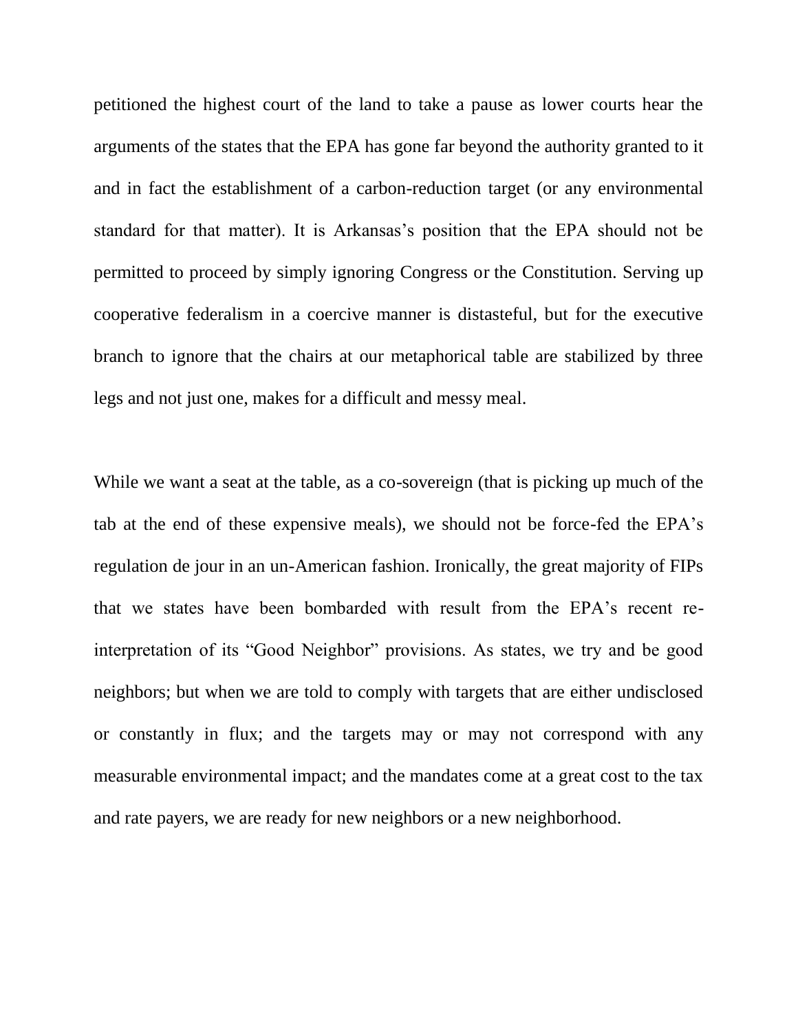petitioned the highest court of the land to take a pause as lower courts hear the arguments of the states that the EPA has gone far beyond the authority granted to it and in fact the establishment of a carbon-reduction target (or any environmental standard for that matter). It is Arkansas's position that the EPA should not be permitted to proceed by simply ignoring Congress or the Constitution. Serving up cooperative federalism in a coercive manner is distasteful, but for the executive branch to ignore that the chairs at our metaphorical table are stabilized by three legs and not just one, makes for a difficult and messy meal.

While we want a seat at the table, as a co-sovereign (that is picking up much of the tab at the end of these expensive meals), we should not be force-fed the EPA's regulation de jour in an un-American fashion. Ironically, the great majority of FIPs that we states have been bombarded with result from the EPA's recent re-interpretation of its "Good Neighbor" provisions. As states, we try and be good neighbors; but when we are told to comply with targets that are either undisclosed or constantly in flux; and the targets may or may not correspond with any measurable environmental impact; and the mandates come at a great cost to the tax and rate payers, we are ready for new neighbors or a new neighborhood.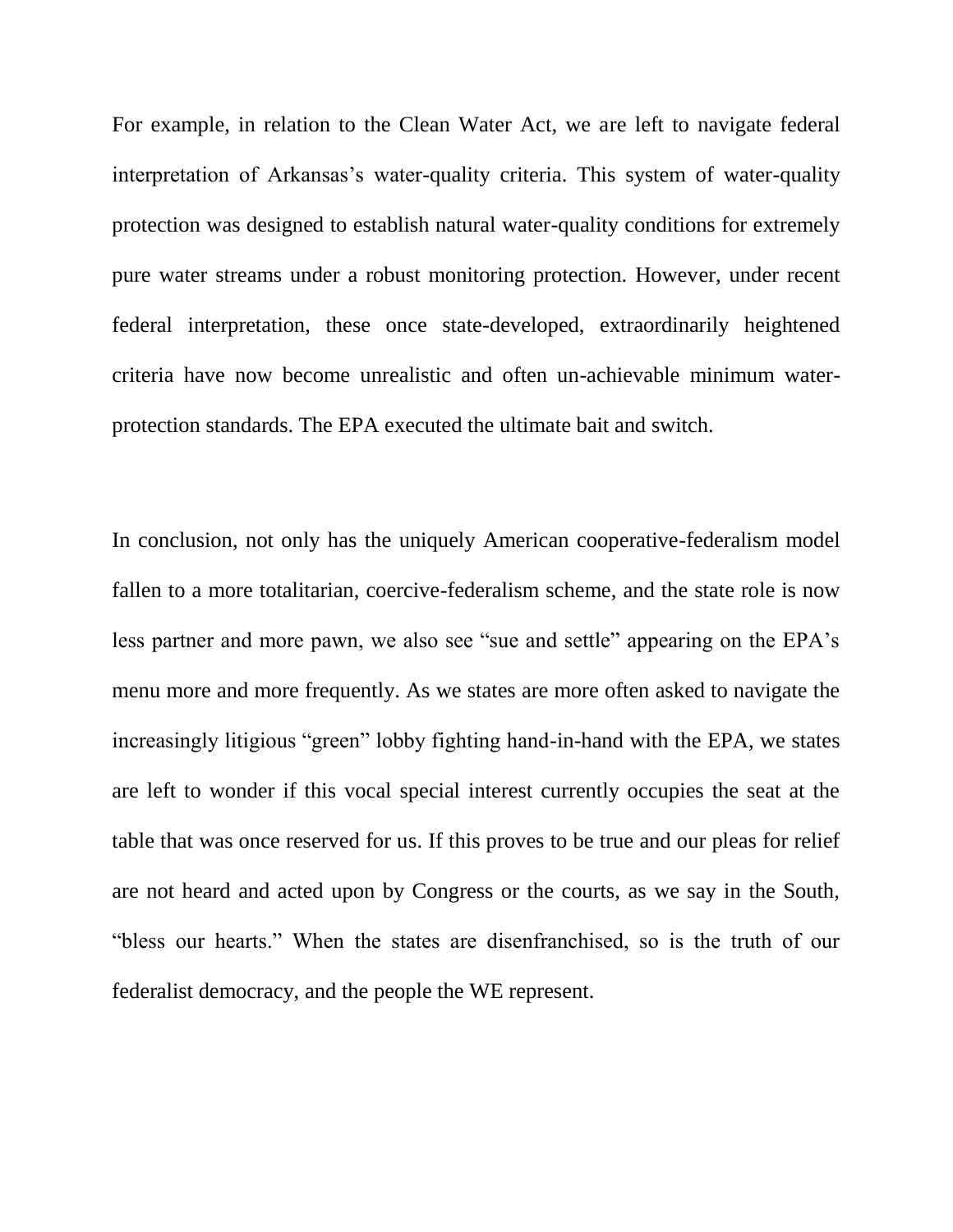For example, in relation to the Clean Water Act, we are left to navigate federal interpretation of Arkansas's water-quality criteria. This system of water-quality protection was designed to establish natural water-quality conditions for extremely pure water streams under a robust monitoring protection. However, under recent federal interpretation, these once state-developed, extraordinarily heightened criteria have now become unrealistic and often un-achievable minimum water-protection standards. The EPA executed the ultimate bait and switch.

In conclusion, not only has the uniquely American cooperative-federalism model fallen to a more totalitarian, coercive-federalism scheme, and the state role is now less partner and more pawn, we also see "sue and settle" appearing on the EPA's menu more and more frequently. As we states are more often asked to navigate the increasingly litigious "green" lobby fighting hand-in-hand with the EPA, we states are left to wonder if this vocal special interest currently occupies the seat at the table that was once reserved for us. If this proves to be true and our pleas for relief are not heard and acted upon by Congress or the courts, as we say in the South, "bless our hearts." When the states are disenfranchised, so is the truth of our federalist democracy, and the people the WE represent.